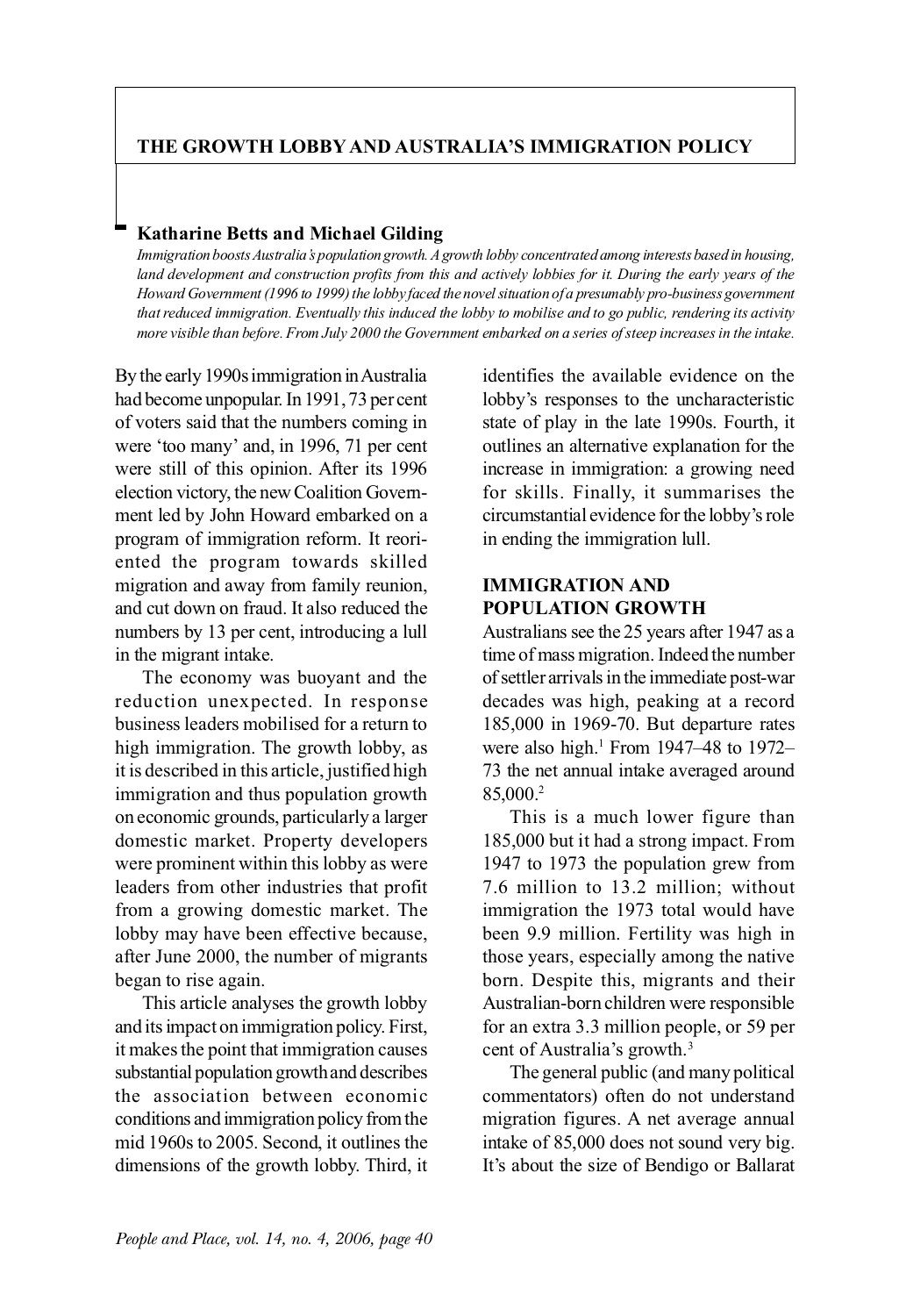# THE GROWTH LOBBY AND AUSTRALIA'S IMMIGRATION POLICY

**Katharine Betts and Michael Gilding**

*Immigration boosts Australia's population growth. A growth lobby concentrated among interests based in housing, land development and construction profits from this and actively lobbies for it. During the early years of the Howard Government (1996 to 1999) the lobby faced the novel situation of a presumably pro-business government that reduced immigration. Eventually this induced the lobby to mobilise and to go public, rendering its activity more visible than before. From July 2000 the Government embarked on a series of steep increases in the intake.*

By the early 1990s immigration in Australia had become unpopular. In 1991, 73 per cent of voters said that the numbers coming in were 'too many' and, in 1996, 71 per cent were still of this opinion. After its 1996 election victory, the new Coalition Government led by John Howard embarked on a program of immigration reform. It reoriented the program towards skilled migration and away from family reunion, and cut down on fraud. It also reduced the numbers by 13 per cent, introducing a lull in the migrant intake.

The economy was buoyant and the reduction unexpected. In response business leaders mobilised for a return to high immigration. The growth lobby, as it is described in this article, justified high immigration and thus population growth on economic grounds, particularly a larger domestic market. Property developers were prominent within this lobby as were leaders from other industries that profit from a growing domestic market. The lobby may have been effective because, after June 2000, the number of migrants began to rise again.

This article analyses the growth lobby and its impact on immigration policy. First, it makes the point that immigration causes substantial population growth and describes the association between economic conditions and immigration policy from the mid 1960s to 2005. Second, it outlines the dimensions of the growth lobby. Third, it identifies the available evidence on the lobby's responses to the uncharacteristic state of play in the late 1990s. Fourth, it outlines an alternative explanation for the increase in immigration: a growing need for skills. Finally, it summarises the circumstantial evidence for the lobby's role in ending the immigration lull.

## IMMIGRATION AND POPULATION GROWTH

Australians see the 25 years after 1947 as a time of mass migration. Indeed the number of settler arrivals in the immediate post-war decades was high, peaking at a record 185,000 in 1969-70. But departure rates were also high.[1] From 1947–48 to 1972–73 the net annual intake averaged around 85,000.[2]

This is a much lower figure than 185,000 but it had a strong impact. From 1947 to 1973 the population grew from 7.6 million to 13.2 million; without immigration the 1973 total would have been 9.9 million. Fertility was high in those years, especially among the native born. Despite this, migrants and their Australian-born children were responsible for an extra 3.3 million people, or 59 per cent of Australia's growth.[3]

The general public (and many political commentators) often do not understand migration figures. A net average annual intake of 85,000 does not sound very big. It's about the size of Bendigo or Ballarat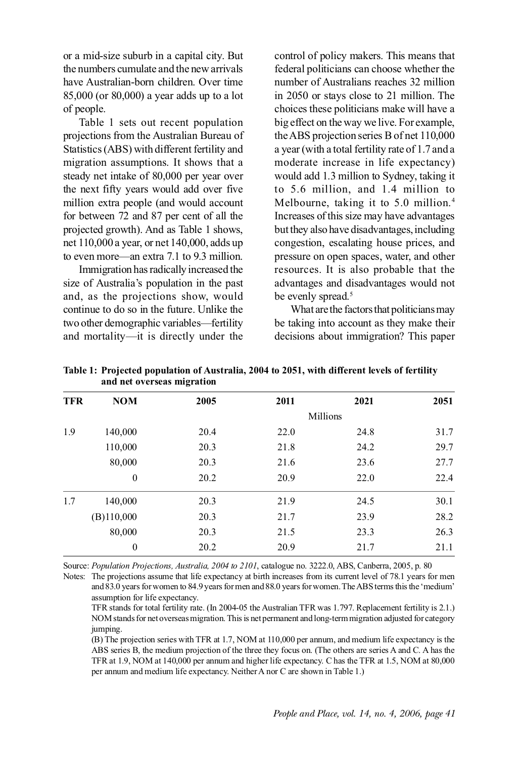or a mid-size suburb in a capital city. But the numbers cumulate and the new arrivals have Australian-born children. Over time 85,000 (or 80,000) a year adds up to a lot of people.

Table 1 sets out recent population projections from the Australian Bureau of Statistics (ABS) with different fertility and migration assumptions. It shows that a steady net intake of 80,000 per year over the next fifty years would add over five million extra people (and would account for between 72 and 87 per cent of all the projected growth). And as Table 1 shows, net 110,000 a year, or net 140,000, adds up to even more—an extra 7.1 to 9.3 million.

Immigration has radically increased the size of Australia's population in the past and, as the projections show, would continue to do so in the future. Unlike the two other demographic variables—fertility and mortality—it is directly under the control of policy makers. This means that federal politicians can choose whether the number of Australians reaches 32 million in 2050 or stays close to 21 million. The choices these politicians make will have a big effect on the way we live. For example, the ABS projection series B of net 110,000 a year (with a total fertility rate of 1.7 and a moderate increase in life expectancy) would add 1.3 million to Sydney, taking it to 5.6 million, and 1.4 million to Melbourne, taking it to 5.0 million.[4] Increases of this size may have advantages but they also have disadvantages, including congestion, escalating house prices, and pressure on open spaces, water, and other resources. It is also probable that the advantages and disadvantages would not be evenly spread.[5]

What are the factors that politicians may be taking into account as they make their decisions about immigration? This paper

**Table 1: Projected population of Australia, 2004 to 2051, with different levels of fertility and net overseas migration**

| TFR | NOM | 2005 | 2011 | 2021 | 2051 |
|---|---|---|---|---|---|
| | | | Millions | | |
| 1.9 | 140,000 | 20.4 | 22.0 | 24.8 | 31.7 |
| | 110,000 | 20.3 | 21.8 | 24.2 | 29.7 |
| | 80,000 | 20.3 | 21.6 | 23.6 | 27.7 |
| | 0 | 20.2 | 20.9 | 22.0 | 22.4 |
| 1.7 | 140,000 | 20.3 | 21.9 | 24.5 | 30.1 |
| | (B)110,000 | 20.3 | 21.7 | 23.9 | 28.2 |
| | 80,000 | 20.3 | 21.5 | 23.3 | 26.3 |
| | 0 | 20.2 | 20.9 | 21.7 | 21.1 |

Source: *Population Projections, Australia, 2004 to 2101*, catalogue no. 3222.0, ABS, Canberra, 2005, p. 80

Notes: The projections assume that life expectancy at birth increases from its current level of 78.1 years for men and 83.0 years for women to 84.9 years for men and 88.0 years for women. The ABS terms this the 'medium' assumption for life expectancy.

TFR stands for total fertility rate. (In 2004-05 the Australian TFR was 1.797. Replacement fertility is 2.1.)
NOM stands for net overseas migration. This is net permanent and long-term migration adjusted for category jumping.

(B) The projection series with TFR at 1.7, NOM at 110,000 per annum, and medium life expectancy is the ABS series B, the medium projection of the three they focus on. (The others are series A and C. A has the TFR at 1.9, NOM at 140,000 per annum and higher life expectancy. C has the TFR at 1.5, NOM at 80,000 per annum and medium life expectancy. Neither A nor C are shown in Table 1.)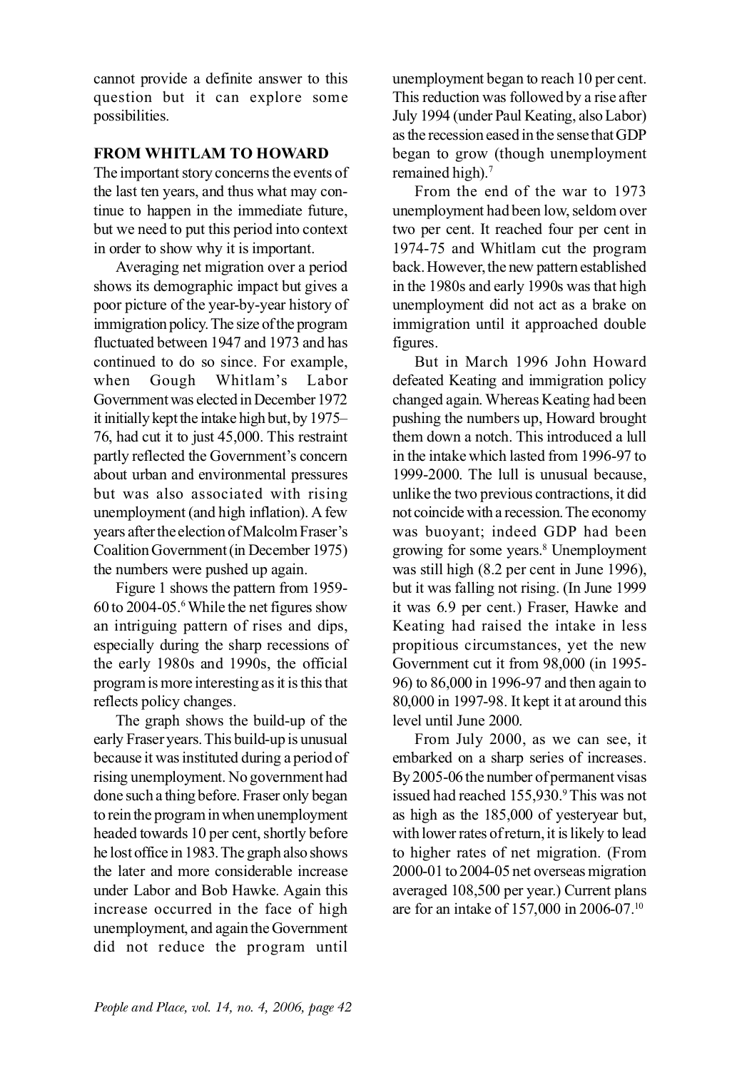cannot provide a definite answer to this question but it can explore some possibilities.

## FROM WHITLAM TO HOWARD

The important story concerns the events of the last ten years, and thus what may continue to happen in the immediate future, but we need to put this period into context in order to show why it is important.

Averaging net migration over a period shows its demographic impact but gives a poor picture of the year-by-year history of immigration policy. The size of the program fluctuated between 1947 and 1973 and has continued to do so since. For example, when Gough Whitlam's Labor Government was elected in December 1972 it initially kept the intake high but, by 1975–76, had cut it to just 45,000. This restraint partly reflected the Government's concern about urban and environmental pressures but was also associated with rising unemployment (and high inflation). A few years after the election of Malcolm Fraser's Coalition Government (in December 1975) the numbers were pushed up again.

Figure 1 shows the pattern from 1959-60 to 2004-05.[6] While the net figures show an intriguing pattern of rises and dips, especially during the sharp recessions of the early 1980s and 1990s, the official program is more interesting as it is this that reflects policy changes.

The graph shows the build-up of the early Fraser years. This build-up is unusual because it was instituted during a period of rising unemployment. No government had done such a thing before. Fraser only began to rein the program in when unemployment headed towards 10 per cent, shortly before he lost office in 1983. The graph also shows the later and more considerable increase under Labor and Bob Hawke. Again this increase occurred in the face of high unemployment, and again the Government did not reduce the program until unemployment began to reach 10 per cent. This reduction was followed by a rise after July 1994 (under Paul Keating, also Labor) as the recession eased in the sense that GDP began to grow (though unemployment remained high).[7]

From the end of the war to 1973 unemployment had been low, seldom over two per cent. It reached four per cent in 1974-75 and Whitlam cut the program back. However, the new pattern established in the 1980s and early 1990s was that high unemployment did not act as a brake on immigration until it approached double figures.

But in March 1996 John Howard defeated Keating and immigration policy changed again. Whereas Keating had been pushing the numbers up, Howard brought them down a notch. This introduced a lull in the intake which lasted from 1996-97 to 1999-2000. The lull is unusual because, unlike the two previous contractions, it did not coincide with a recession. The economy was buoyant; indeed GDP had been growing for some years.[8] Unemployment was still high (8.2 per cent in June 1996), but it was falling not rising. (In June 1999 it was 6.9 per cent.) Fraser, Hawke and Keating had raised the intake in less propitious circumstances, yet the new Government cut it from 98,000 (in 1995-96) to 86,000 in 1996-97 and then again to 80,000 in 1997-98. It kept it at around this level until June 2000.

From July 2000, as we can see, it embarked on a sharp series of increases. By 2005-06 the number of permanent visas issued had reached 155,930.[9] This was not as high as the 185,000 of yesteryear but, with lower rates of return, it is likely to lead to higher rates of net migration. (From 2000-01 to 2004-05 net overseas migration averaged 108,500 per year.) Current plans are for an intake of 157,000 in 2006-07.[10]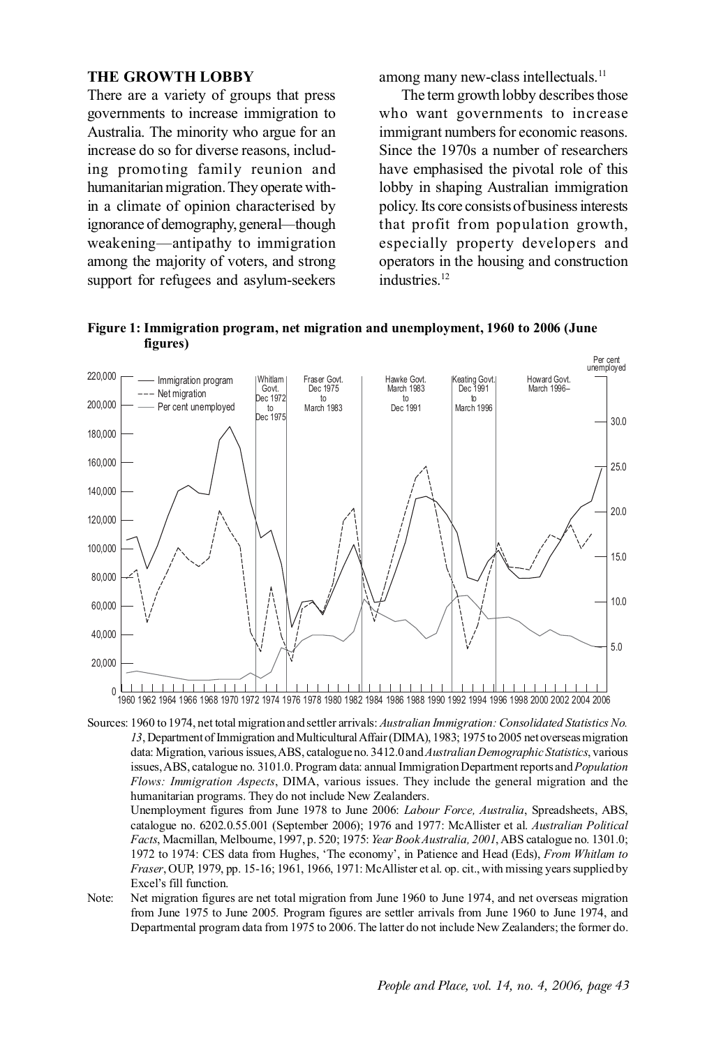## THE GROWTH LOBBY

There are a variety of groups that press governments to increase immigration to Australia. The minority who argue for an increase do so for diverse reasons, including promoting family reunion and humanitarian migration. They operate within a climate of opinion characterised by ignorance of demography, general—though weakening—antipathy to immigration among the majority of voters, and strong support for refugees and asylum-seekers among many new-class intellectuals.[11]

The term growth lobby describes those who want governments to increase immigrant numbers for economic reasons. Since the 1970s a number of researchers have emphasised the pivotal role of this lobby in shaping Australian immigration policy. Its core consists of business interests that profit from population growth, especially property developers and operators in the housing and construction industries.[12]

**Figure 1: Immigration program, net migration and unemployment, 1960 to 2006 (June figures)**

Sources: 1960 to 1974, net total migration and settler arrivals: *Australian Immigration: Consolidated Statistics No. 13*, Department of Immigration and Multicultural Affair (DIMA), 1983; 1975 to 2005 net overseas migration data: Migration, various issues, ABS, catalogue no. 3412.0 and *Australian Demographic Statistics*, various issues, ABS, catalogue no. 3101.0. Program data: annual Immigration Department reports and *Population Flows: Immigration Aspects*, DIMA, various issues. They include the general migration and the humanitarian programs. They do not include New Zealanders.

Unemployment figures from June 1978 to June 2006: *Labour Force, Australia*, Spreadsheets, ABS, catalogue no. 6202.0.55.001 (September 2006); 1976 and 1977: McAllister et al. *Australian Political Facts*, Macmillan, Melbourne, 1997, p. 520; 1975: *Year Book Australia, 2001*, ABS catalogue no. 1301.0; 1972 to 1974: CES data from Hughes, 'The economy', in Patience and Head (Eds), *From Whitlam to Fraser*, OUP, 1979, pp. 15-16; 1961, 1966, 1971: McAllister et al. op. cit., with missing years supplied by Excel's fill function.

Note: Net migration figures are net total migration from June 1960 to June 1974, and net overseas migration from June 1975 to June 2005. Program figures are settler arrivals from June 1960 to June 1974, and Departmental program data from 1975 to 2006. The latter do not include New Zealanders; the former do.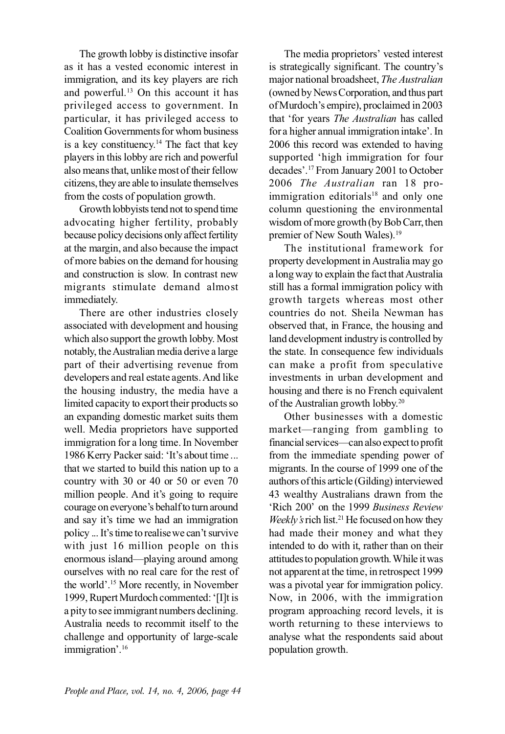The growth lobby is distinctive insofar as it has a vested economic interest in immigration, and its key players are rich and powerful.[13] On this account it has privileged access to government. In particular, it has privileged access to Coalition Governments for whom business is a key constituency.[14] The fact that key players in this lobby are rich and powerful also means that, unlike most of their fellow citizens, they are able to insulate themselves from the costs of population growth.

Growth lobbyists tend not to spend time advocating higher fertility, probably because policy decisions only affect fertility at the margin, and also because the impact of more babies on the demand for housing and construction is slow. In contrast new migrants stimulate demand almost immediately.

There are other industries closely associated with development and housing which also support the growth lobby. Most notably, the Australian media derive a large part of their advertising revenue from developers and real estate agents. And like the housing industry, the media have a limited capacity to export their products so an expanding domestic market suits them well. Media proprietors have supported immigration for a long time. In November 1986 Kerry Packer said: 'It's about time ... that we started to build this nation up to a country with 30 or 40 or 50 or even 70 million people. And it's going to require courage on everyone's behalf to turn around and say it's time we had an immigration policy ... It's time to realise we can't survive with just 16 million people on this enormous island—playing around among ourselves with no real care for the rest of the world'.[15] More recently, in November 1999, Rupert Murdoch commented: '[I]t is a pity to see immigrant numbers declining. Australia needs to recommit itself to the challenge and opportunity of large-scale immigration'.[16]

The media proprietors' vested interest is strategically significant. The country's major national broadsheet, *The Australian* (owned by News Corporation, and thus part of Murdoch's empire), proclaimed in 2003 that 'for years *The Australian* has called for a higher annual immigration intake'. In 2006 this record was extended to having supported 'high immigration for four decades'.[17] From January 2001 to October 2006 *The Australian* ran 18 pro-immigration editorials[18] and only one column questioning the environmental wisdom of more growth (by Bob Carr, then premier of New South Wales).[19]

The institutional framework for property development in Australia may go a long way to explain the fact that Australia still has a formal immigration policy with growth targets whereas most other countries do not. Sheila Newman has observed that, in France, the housing and land development industry is controlled by the state. In consequence few individuals can make a profit from speculative investments in urban development and housing and there is no French equivalent of the Australian growth lobby.[20]

Other businesses with a domestic market—ranging from gambling to financial services—can also expect to profit from the immediate spending power of migrants. In the course of 1999 one of the authors of this article (Gilding) interviewed 43 wealthy Australians drawn from the 'Rich 200' on the 1999 *Business Review Weekly's* rich list.[21] He focused on how they had made their money and what they intended to do with it, rather than on their attitudes to population growth. While it was not apparent at the time, in retrospect 1999 was a pivotal year for immigration policy. Now, in 2006, with the immigration program approaching record levels, it is worth returning to these interviews to analyse what the respondents said about population growth.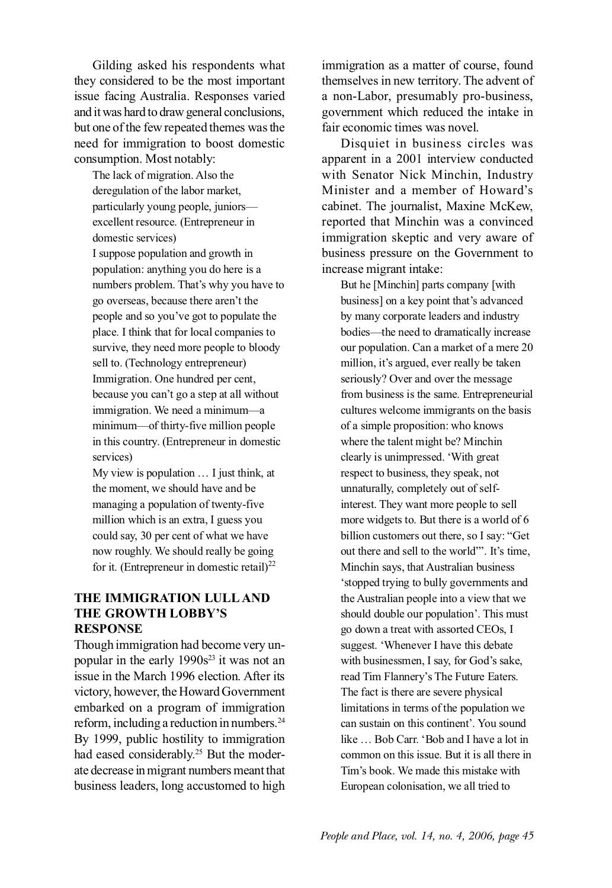Gilding asked his respondents what they considered to be the most important issue facing Australia. Responses varied and it was hard to draw general conclusions, but one of the few repeated themes was the need for immigration to boost domestic consumption. Most notably:

> The lack of migration. Also the deregulation of the labor market, particularly young people, juniors—excellent resource. (Entrepreneur in domestic services)
>
> I suppose population and growth in population: anything you do here is a numbers problem. That's why you have to go overseas, because there aren't the people and so you've got to populate the place. I think that for local companies to survive, they need more people to bloody sell to. (Technology entrepreneur)
>
> Immigration. One hundred per cent, because you can't go a step at all without immigration. We need a minimum—a minimum—of thirty-five million people in this country. (Entrepreneur in domestic services)
>
> My view is population … I just think, at the moment, we should have and be managing a population of twenty-five million which is an extra, I guess you could say, 30 per cent of what we have now roughly. We should really be going for it. (Entrepreneur in domestic retail)[22]

## THE IMMIGRATION LULL AND THE GROWTH LOBBY'S RESPONSE

Though immigration had become very unpopular in the early 1990s[23] it was not an issue in the March 1996 election. After its victory, however, the Howard Government embarked on a program of immigration reform, including a reduction in numbers.[24] By 1999, public hostility to immigration had eased considerably.[25] But the moderate decrease in migrant numbers meant that business leaders, long accustomed to high immigration as a matter of course, found themselves in new territory. The advent of a non-Labor, presumably pro-business, government which reduced the intake in fair economic times was novel.

Disquiet in business circles was apparent in a 2001 interview conducted with Senator Nick Minchin, Industry Minister and a member of Howard's cabinet. The journalist, Maxine McKew, reported that Minchin was a convinced immigration skeptic and very aware of business pressure on the Government to increase migrant intake:

> But he [Minchin] parts company [with business] on a key point that's advanced by many corporate leaders and industry bodies—the need to dramatically increase our population. Can a market of a mere 20 million, it's argued, ever really be taken seriously? Over and over the message from business is the same. Entrepreneurial cultures welcome immigrants on the basis of a simple proposition: who knows where the talent might be? Minchin clearly is unimpressed. 'With great respect to business, they speak, not unnaturally, completely out of self-interest. They want more people to sell more widgets to. But there is a world of 6 billion customers out there, so I say: "Get out there and sell to the world"'. It's time, Minchin says, that Australian business 'stopped trying to bully governments and the Australian people into a view that we should double our population'. This must go down a treat with assorted CEOs, I suggest. 'Whenever I have this debate with businessmen, I say, for God's sake, read Tim Flannery's The Future Eaters. The fact is there are severe physical limitations in terms of the population we can sustain on this continent'. You sound like … Bob Carr. 'Bob and I have a lot in common on this issue. But it is all there in Tim's book. We made this mistake with European colonisation, we all tried to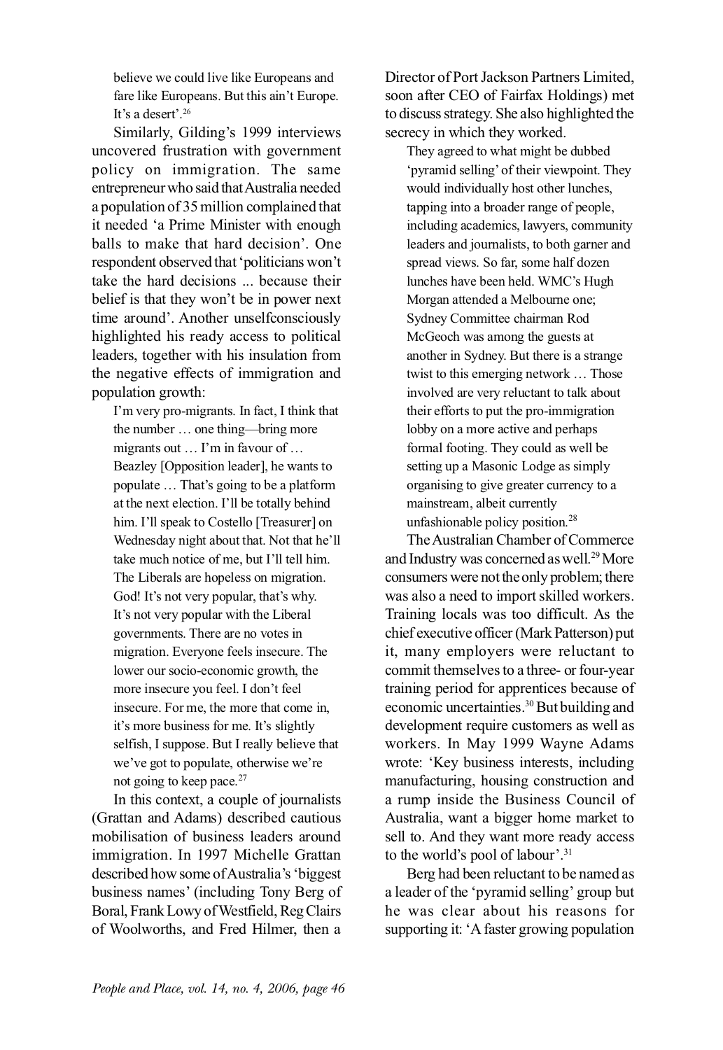believe we could live like Europeans and fare like Europeans. But this ain't Europe. It's a desert'.[26]

Similarly, Gilding's 1999 interviews uncovered frustration with government policy on immigration. The same entrepreneur who said that Australia needed a population of 35 million complained that it needed 'a Prime Minister with enough balls to make that hard decision'. One respondent observed that 'politicians won't take the hard decisions ... because their belief is that they won't be in power next time around'. Another unselfconsciously highlighted his ready access to political leaders, together with his insulation from the negative effects of immigration and population growth:

> I'm very pro-migrants. In fact, I think that the number … one thing—bring more migrants out … I'm in favour of … Beazley [Opposition leader], he wants to populate … That's going to be a platform at the next election. I'll be totally behind him. I'll speak to Costello [Treasurer] on Wednesday night about that. Not that he'll take much notice of me, but I'll tell him. The Liberals are hopeless on migration. God! It's not very popular, that's why. It's not very popular with the Liberal governments. There are no votes in migration. Everyone feels insecure. The lower our socio-economic growth, the more insecure you feel. I don't feel insecure. For me, the more that come in, it's more business for me. It's slightly selfish, I suppose. But I really believe that we've got to populate, otherwise we're not going to keep pace.[27]

In this context, a couple of journalists (Grattan and Adams) described cautious mobilisation of business leaders around immigration. In 1997 Michelle Grattan described how some of Australia's 'biggest business names' (including Tony Berg of Boral, Frank Lowy of Westfield, Reg Clairs of Woolworths, and Fred Hilmer, then a Director of Port Jackson Partners Limited, soon after CEO of Fairfax Holdings) met to discuss strategy. She also highlighted the secrecy in which they worked.

> They agreed to what might be dubbed 'pyramid selling' of their viewpoint. They would individually host other lunches, tapping into a broader range of people, including academics, lawyers, community leaders and journalists, to both garner and spread views. So far, some half dozen lunches have been held. WMC's Hugh Morgan attended a Melbourne one; Sydney Committee chairman Rod McGeoch was among the guests at another in Sydney. But there is a strange twist to this emerging network … Those involved are very reluctant to talk about their efforts to put the pro-immigration lobby on a more active and perhaps formal footing. They could as well be setting up a Masonic Lodge as simply organising to give greater currency to a mainstream, albeit currently unfashionable policy position.[28]

The Australian Chamber of Commerce and Industry was concerned as well.[29] More consumers were not the only problem; there was also a need to import skilled workers. Training locals was too difficult. As the chief executive officer (Mark Patterson) put it, many employers were reluctant to commit themselves to a three- or four-year training period for apprentices because of economic uncertainties.[30] But building and development require customers as well as workers. In May 1999 Wayne Adams wrote: 'Key business interests, including manufacturing, housing construction and a rump inside the Business Council of Australia, want a bigger home market to sell to. And they want more ready access to the world's pool of labour'.[31]

Berg had been reluctant to be named as a leader of the 'pyramid selling' group but he was clear about his reasons for supporting it: 'A faster growing population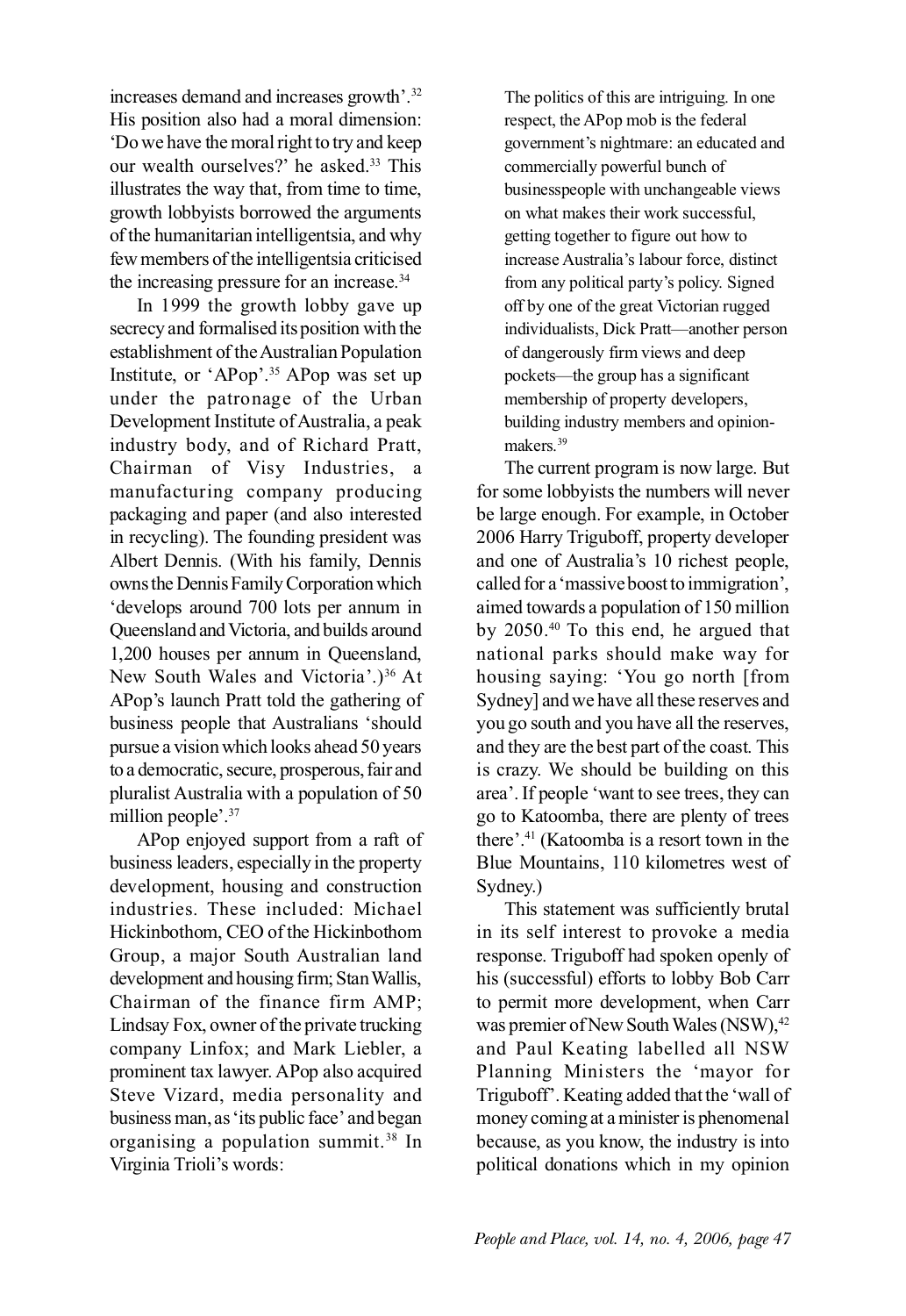increases demand and increases growth'.[32] His position also had a moral dimension: 'Do we have the moral right to try and keep our wealth ourselves?' he asked.[33] This illustrates the way that, from time to time, growth lobbyists borrowed the arguments of the humanitarian intelligentsia, and why few members of the intelligentsia criticised the increasing pressure for an increase.[34]

In 1999 the growth lobby gave up secrecy and formalised its position with the establishment of the Australian Population Institute, or 'APop'.[35] APop was set up under the patronage of the Urban Development Institute of Australia, a peak industry body, and of Richard Pratt, Chairman of Visy Industries, a manufacturing company producing packaging and paper (and also interested in recycling). The founding president was Albert Dennis. (With his family, Dennis owns the Dennis Family Corporation which 'develops around 700 lots per annum in Queensland and Victoria, and builds around 1,200 houses per annum in Queensland, New South Wales and Victoria'.)[36] At APop's launch Pratt told the gathering of business people that Australians 'should pursue a vision which looks ahead 50 years to a democratic, secure, prosperous, fair and pluralist Australia with a population of 50 million people'.[37]

APop enjoyed support from a raft of business leaders, especially in the property development, housing and construction industries. These included: Michael Hickinbothom, CEO of the Hickinbothom Group, a major South Australian land development and housing firm; Stan Wallis, Chairman of the finance firm AMP; Lindsay Fox, owner of the private trucking company Linfox; and Mark Liebler, a prominent tax lawyer. APop also acquired Steve Vizard, media personality and business man, as 'its public face' and began organising a population summit.[38] In Virginia Trioli's words:

> The politics of this are intriguing. In one respect, the APop mob is the federal government's nightmare: an educated and commercially powerful bunch of businesspeople with unchangeable views on what makes their work successful, getting together to figure out how to increase Australia's labour force, distinct from any political party's policy. Signed off by one of the great Victorian rugged individualists, Dick Pratt—another person of dangerously firm views and deep pockets—the group has a significant membership of property developers, building industry members and opinion-makers.[39]

The current program is now large. But for some lobbyists the numbers will never be large enough. For example, in October 2006 Harry Triguboff, property developer and one of Australia's 10 richest people, called for a 'massive boost to immigration', aimed towards a population of 150 million by 2050.[40] To this end, he argued that national parks should make way for housing saying: 'You go north [from Sydney] and we have all these reserves and you go south and you have all the reserves, and they are the best part of the coast. This is crazy. We should be building on this area'. If people 'want to see trees, they can go to Katoomba, there are plenty of trees there'.[41] (Katoomba is a resort town in the Blue Mountains, 110 kilometres west of Sydney.)

This statement was sufficiently brutal in its self interest to provoke a media response. Triguboff had spoken openly of his (successful) efforts to lobby Bob Carr to permit more development, when Carr was premier of New South Wales (NSW),[42] and Paul Keating labelled all NSW Planning Ministers the 'mayor for Triguboff'. Keating added that the 'wall of money coming at a minister is phenomenal because, as you know, the industry is into political donations which in my opinion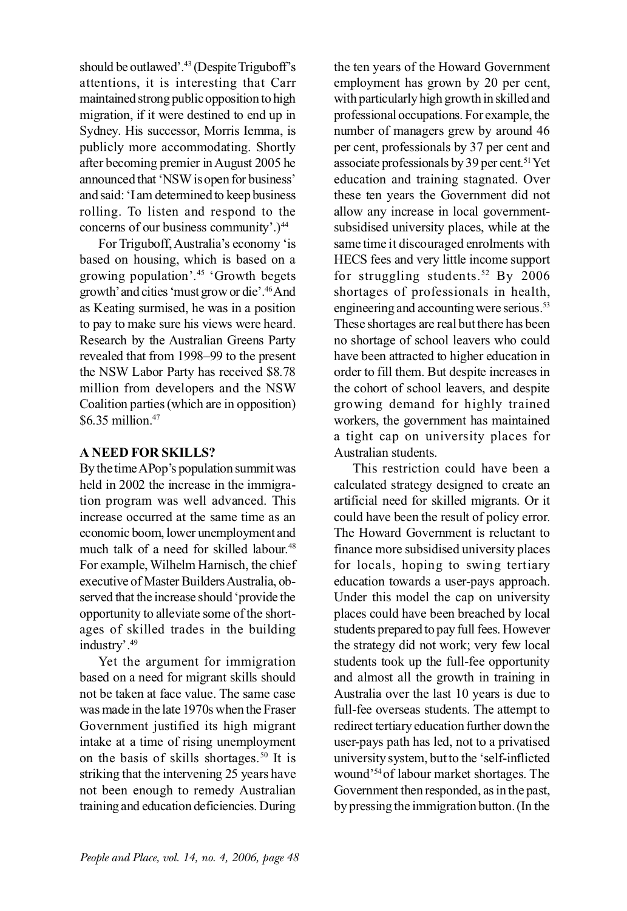should be outlawed'.[43] (Despite Triguboff's attentions, it is interesting that Carr maintained strong public opposition to high migration, if it were destined to end up in Sydney. His successor, Morris Iemma, is publicly more accommodating. Shortly after becoming premier in August 2005 he announced that 'NSW is open for business' and said: 'I am determined to keep business rolling. To listen and respond to the concerns of our business community'.)[44]

For Triguboff, Australia's economy 'is based on housing, which is based on a growing population'.[45] 'Growth begets growth' and cities 'must grow or die'.[46] And as Keating surmised, he was in a position to pay to make sure his views were heard. Research by the Australian Greens Party revealed that from 1998–99 to the present the NSW Labor Party has received $8.78 million from developers and the NSW Coalition parties (which are in opposition) $6.35 million.[47]

**A NEED FOR SKILLS?**

By the time APop's population summit was held in 2002 the increase in the immigration program was well advanced. This increase occurred at the same time as an economic boom, lower unemployment and much talk of a need for skilled labour.[48] For example, Wilhelm Harnisch, the chief executive of Master Builders Australia, observed that the increase should 'provide the opportunity to alleviate some of the shortages of skilled trades in the building industry'.[49]

Yet the argument for immigration based on a need for migrant skills should not be taken at face value. The same case was made in the late 1970s when the Fraser Government justified its high migrant intake at a time of rising unemployment on the basis of skills shortages.[50] It is striking that the intervening 25 years have not been enough to remedy Australian training and education deficiencies. During the ten years of the Howard Government employment has grown by 20 per cent, with particularly high growth in skilled and professional occupations. For example, the number of managers grew by around 46 per cent, professionals by 37 per cent and associate professionals by 39 per cent.[51] Yet education and training stagnated. Over these ten years the Government did not allow any increase in local government-subsidised university places, while at the same time it discouraged enrolments with HECS fees and very little income support for struggling students.[52] By 2006 shortages of professionals in health, engineering and accounting were serious.[53] These shortages are real but there has been no shortage of school leavers who could have been attracted to higher education in order to fill them. But despite increases in the cohort of school leavers, and despite growing demand for highly trained workers, the government has maintained a tight cap on university places for Australian students.

This restriction could have been a calculated strategy designed to create an artificial need for skilled migrants. Or it could have been the result of policy error. The Howard Government is reluctant to finance more subsidised university places for locals, hoping to swing tertiary education towards a user-pays approach. Under this model the cap on university places could have been breached by local students prepared to pay full fees. However the strategy did not work; very few local students took up the full-fee opportunity and almost all the growth in training in Australia over the last 10 years is due to full-fee overseas students. The attempt to redirect tertiary education further down the user-pays path has led, not to a privatised university system, but to the 'self-inflicted wound'[54] of labour market shortages. The Government then responded, as in the past, by pressing the immigration button. (In the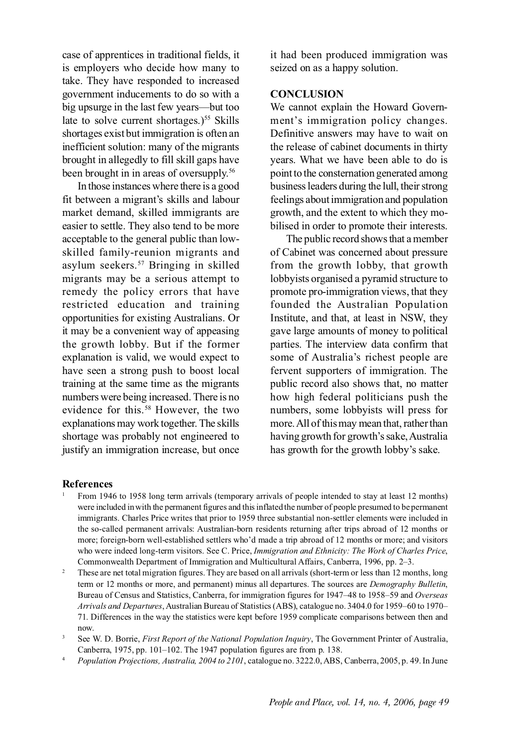case of apprentices in traditional fields, it is employers who decide how many to take. They have responded to increased government inducements to do so with a big upsurge in the last few years—but too late to solve current shortages.)[55] Skills shortages exist but immigration is often an inefficient solution: many of the migrants brought in allegedly to fill skill gaps have been brought in in areas of oversupply.[56]

In those instances where there is a good fit between a migrant's skills and labour market demand, skilled immigrants are easier to settle. They also tend to be more acceptable to the general public than low-skilled family-reunion migrants and asylum seekers.[57] Bringing in skilled migrants may be a serious attempt to remedy the policy errors that have restricted education and training opportunities for existing Australians. Or it may be a convenient way of appeasing the growth lobby. But if the former explanation is valid, we would expect to have seen a strong push to boost local training at the same time as the migrants numbers were being increased. There is no evidence for this.[58] However, the two explanations may work together. The skills shortage was probably not engineered to justify an immigration increase, but once it had been produced immigration was seized on as a happy solution.

## CONCLUSION

We cannot explain the Howard Government's immigration policy changes. Definitive answers may have to wait on the release of cabinet documents in thirty years. What we have been able to do is point to the consternation generated among business leaders during the lull, their strong feelings about immigration and population growth, and the extent to which they mobilised in order to promote their interests.

The public record shows that a member of Cabinet was concerned about pressure from the growth lobby, that growth lobbyists organised a pyramid structure to promote pro-immigration views, that they founded the Australian Population Institute, and that, at least in NSW, they gave large amounts of money to political parties. The interview data confirm that some of Australia's richest people are fervent supporters of immigration. The public record also shows that, no matter how high federal politicians push the numbers, some lobbyists will press for more. All of this may mean that, rather than having growth for growth's sake, Australia has growth for the growth lobby's sake.

## References

1. From 1946 to 1958 long term arrivals (temporary arrivals of people intended to stay at least 12 months) were included in with the permanent figures and this inflated the number of people presumed to be permanent immigrants. Charles Price writes that prior to 1959 three substantial non-settler elements were included in the so-called permanent arrivals: Australian-born residents returning after trips abroad of 12 months or more; foreign-born well-established settlers who'd made a trip abroad of 12 months or more; and visitors who were indeed long-term visitors. See C. Price, *Immigration and Ethnicity: The Work of Charles Price*, Commonwealth Department of Immigration and Multicultural Affairs, Canberra, 1996, pp. 2–3.
2. These are net total migration figures. They are based on all arrivals (short-term or less than 12 months, long term or 12 months or more, and permanent) minus all departures. The sources are *Demography Bulletin*, Bureau of Census and Statistics, Canberra, for immigration figures for 1947–48 to 1958–59 and *Overseas Arrivals and Departures*, Australian Bureau of Statistics (ABS), catalogue no. 3404.0 for 1959–60 to 1970–71. Differences in the way the statistics were kept before 1959 complicate comparisons between then and now.
3. See W. D. Borrie, *First Report of the National Population Inquiry*, The Government Printer of Australia, Canberra, 1975, pp. 101–102. The 1947 population figures are from p. 138.
4. *Population Projections, Australia, 2004 to 2101*, catalogue no. 3222.0, ABS, Canberra, 2005, p. 49. In June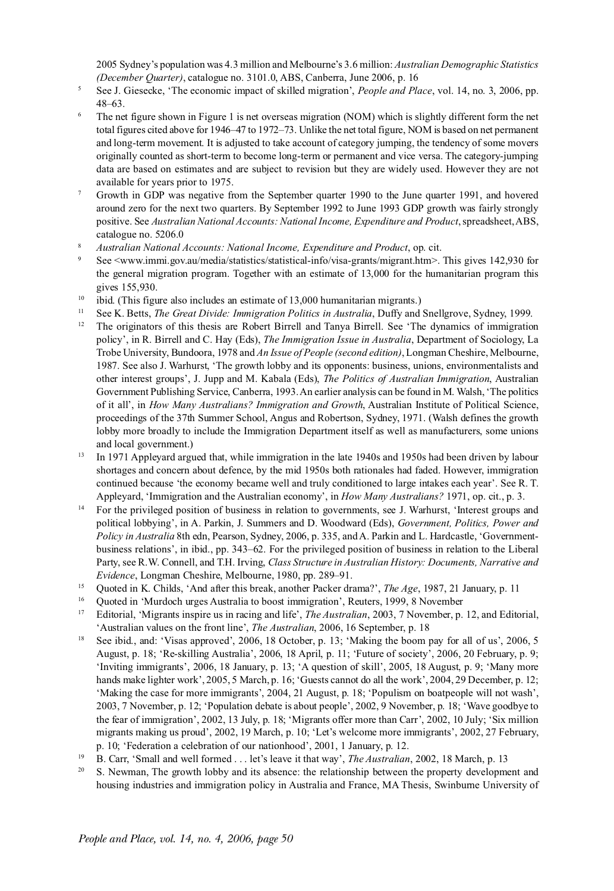2005 Sydney's population was 4.3 million and Melbourne's 3.6 million: *Australian Demographic Statistics (December Quarter)*, catalogue no. 3101.0, ABS, Canberra, June 2006, p. 16

[5] See J. Giesecke, 'The economic impact of skilled migration', *People and Place*, vol. 14, no. 3, 2006, pp. 48–63.

[6] The net figure shown in Figure 1 is net overseas migration (NOM) which is slightly different form the net total figures cited above for 1946–47 to 1972–73. Unlike the net total figure, NOM is based on net permanent and long-term movement. It is adjusted to take account of category jumping, the tendency of some movers originally counted as short-term to become long-term or permanent and vice versa. The category-jumping data are based on estimates and are subject to revision but they are widely used. However they are not available for years prior to 1975.

[7] Growth in GDP was negative from the September quarter 1990 to the June quarter 1991, and hovered around zero for the next two quarters. By September 1992 to June 1993 GDP growth was fairly strongly positive. See *Australian National Accounts: National Income, Expenditure and Product*, spreadsheet, ABS, catalogue no. 5206.0

[8] *Australian National Accounts: National Income, Expenditure and Product*, op. cit.

[9] See <www.immi.gov.au/media/statistics/statistical-info/visa-grants/migrant.htm>. This gives 142,930 for the general migration program. Together with an estimate of 13,000 for the humanitarian program this gives 155,930.

[10] ibid. (This figure also includes an estimate of 13,000 humanitarian migrants.)

[11] See K. Betts, *The Great Divide: Immigration Politics in Australia*, Duffy and Snellgrove, Sydney, 1999.

[12] The originators of this thesis are Robert Birrell and Tanya Birrell. See 'The dynamics of immigration policy', in R. Birrell and C. Hay (Eds), *The Immigration Issue in Australia*, Department of Sociology, La Trobe University, Bundoora, 1978 and *An Issue of People (second edition)*, Longman Cheshire, Melbourne, 1987. See also J. Warhurst, 'The growth lobby and its opponents: business, unions, environmentalists and other interest groups', J. Jupp and M. Kabala (Eds), *The Politics of Australian Immigration*, Australian Government Publishing Service, Canberra, 1993. An earlier analysis can be found in M. Walsh, 'The politics of it all', in *How Many Australians? Immigration and Growth*, Australian Institute of Political Science, proceedings of the 37th Summer School, Angus and Robertson, Sydney, 1971. (Walsh defines the growth lobby more broadly to include the Immigration Department itself as well as manufacturers, some unions and local government.)

[13] In 1971 Appleyard argued that, while immigration in the late 1940s and 1950s had been driven by labour shortages and concern about defence, by the mid 1950s both rationales had faded. However, immigration continued because 'the economy became well and truly conditioned to large intakes each year'. See R. T. Appleyard, 'Immigration and the Australian economy', in *How Many Australians?* 1971, op. cit., p. 3.

[14] For the privileged position of business in relation to governments, see J. Warhurst, 'Interest groups and political lobbying', in A. Parkin, J. Summers and D. Woodward (Eds), *Government, Politics, Power and Policy in Australia* 8th edn, Pearson, Sydney, 2006, p. 335, and A. Parkin and L. Hardcastle, 'Government-business relations', in ibid., pp. 343–62. For the privileged position of business in relation to the Liberal Party, see R.W. Connell, and T.H. Irving, *Class Structure in Australian History: Documents, Narrative and Evidence*, Longman Cheshire, Melbourne, 1980, pp. 289–91.

[15] Quoted in K. Childs, 'And after this break, another Packer drama?', *The Age*, 1987, 21 January, p. 11

[16] Quoted in 'Murdoch urges Australia to boost immigration', Reuters, 1999, 8 November

[17] Editorial, 'Migrants inspire us in racing and life', *The Australian*, 2003, 7 November, p. 12, and Editorial, 'Australian values on the front line', *The Australian*, 2006, 16 September, p. 18

[18] See ibid., and: 'Visas approved', 2006, 18 October, p. 13; 'Making the boom pay for all of us', 2006, 5 August, p. 18; 'Re-skilling Australia', 2006, 18 April, p. 11; 'Future of society', 2006, 20 February, p. 9; 'Inviting immigrants', 2006, 18 January, p. 13; 'A question of skill', 2005, 18 August, p. 9; 'Many more hands make lighter work', 2005, 5 March, p. 16; 'Guests cannot do all the work', 2004, 29 December, p. 12; 'Making the case for more immigrants', 2004, 21 August, p. 18; 'Populism on boatpeople will not wash', 2003, 7 November, p. 12; 'Population debate is about people', 2002, 9 November, p. 18; 'Wave goodbye to the fear of immigration', 2002, 13 July, p. 18; 'Migrants offer more than Carr', 2002, 10 July; 'Six million migrants making us proud', 2002, 19 March, p. 10; 'Let's welcome more immigrants', 2002, 27 February, p. 10; 'Federation a celebration of our nationhood', 2001, 1 January, p. 12.

[19] B. Carr, 'Small and well formed . . . let's leave it that way', *The Australian*, 2002, 18 March, p. 13

[20] S. Newman, The growth lobby and its absence: the relationship between the property development and housing industries and immigration policy in Australia and France, MA Thesis, Swinburne University of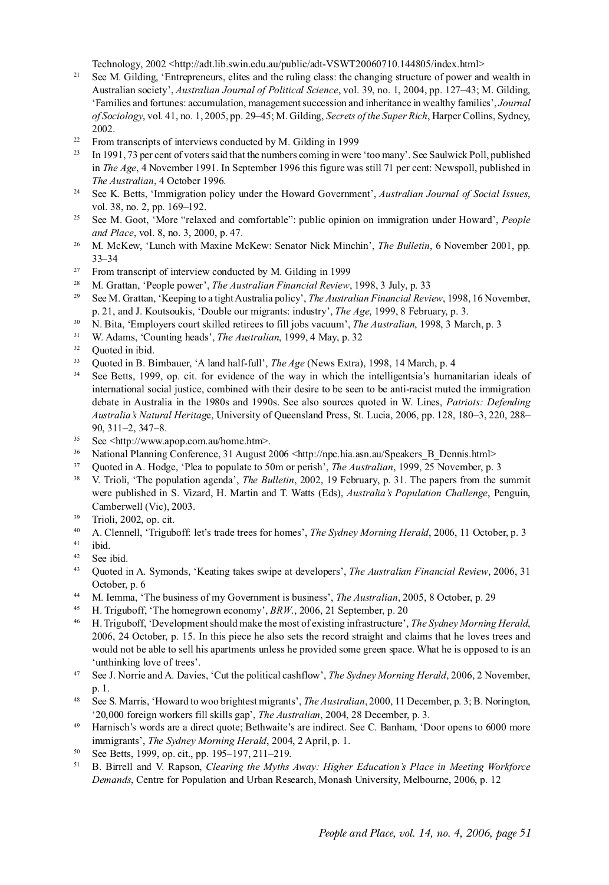Technology, 2002 <http://adt.lib.swin.edu.au/public/adt-VSWT20060710.144805/index.html>

21 See M. Gilding, 'Entrepreneurs, elites and the ruling class: the changing structure of power and wealth in Australian society', *Australian Journal of Political Science*, vol. 39, no. 1, 2004, pp. 127–43; M. Gilding, 'Families and fortunes: accumulation, management succession and inheritance in wealthy families', *Journal of Sociology*, vol. 41, no. 1, 2005, pp. 29–45; M. Gilding, *Secrets of the Super Rich*, Harper Collins, Sydney, 2002.

22 From transcripts of interviews conducted by M. Gilding in 1999

23 In 1991, 73 per cent of voters said that the numbers coming in were 'too many'. See Saulwick Poll, published in *The Age*, 4 November 1991. In September 1996 this figure was still 71 per cent: Newspoll, published in *The Australian*, 4 October 1996.

24 See K. Betts, 'Immigration policy under the Howard Government', *Australian Journal of Social Issues*, vol. 38, no. 2, pp. 169–192.

25 See M. Goot, 'More "relaxed and comfortable": public opinion on immigration under Howard', *People and Place*, vol. 8, no. 3, 2000, p. 47.

26 M. McKew, 'Lunch with Maxine McKew: Senator Nick Minchin', *The Bulletin*, 6 November 2001, pp. 33–34

27 From transcript of interview conducted by M. Gilding in 1999

28 M. Grattan, 'People power', *The Australian Financial Review*, 1998, 3 July, p. 33

29 See M. Grattan, 'Keeping to a tight Australia policy', *The Australian Financial Review*, 1998, 16 November, p. 21, and J. Koutsoukis, 'Double our migrants: industry', *The Age*, 1999, 8 February, p. 3.

30 N. Bita, 'Employers court skilled retirees to fill jobs vacuum', *The Australian*, 1998, 3 March, p. 3

31 W. Adams, 'Counting heads', *The Australian*, 1999, 4 May, p. 32

32 Quoted in ibid.

33 Quoted in B. Birnbauer, 'A land half-full', *The Age* (News Extra), 1998, 14 March, p. 4

34 See Betts, 1999, op. cit. for evidence of the way in which the intelligentsia's humanitarian ideals of international social justice, combined with their desire to be seen to be anti-racist muted the immigration debate in Australia in the 1980s and 1990s. See also sources quoted in W. Lines, *Patriots: Defending Australia's Natural Heritage*, University of Queensland Press, St. Lucia, 2006, pp. 128, 180–3, 220, 288–90, 311–2, 347–8.

35 See <http://www.apop.com.au/home.htm>.

36 National Planning Conference, 31 August 2006 <http://npc.hia.asn.au/Speakers_B_Dennis.html>

37 Quoted in A. Hodge, 'Plea to populate to 50m or perish', *The Australian*, 1999, 25 November, p. 3

38 V. Trioli, 'The population agenda', *The Bulletin*, 2002, 19 February, p. 31. The papers from the summit were published in S. Vizard, H. Martin and T. Watts (Eds), *Australia's Population Challenge*, Penguin, Camberwell (Vic), 2003.

39 Trioli, 2002, op. cit.

40 A. Clennell, 'Triguboff: let's trade trees for homes', *The Sydney Morning Herald*, 2006, 11 October, p. 3

41 ibid.

42 See ibid.

43 Quoted in A. Symonds, 'Keating takes swipe at developers', *The Australian Financial Review*, 2006, 31 October, p. 6

44 M. Iemma, 'The business of my Government is business', *The Australian*, 2005, 8 October, p. 29

45 H. Triguboff, 'The homegrown economy', *BRW.*, 2006, 21 September, p. 20

46 H. Triguboff, 'Development should make the most of existing infrastructure', *The Sydney Morning Herald*, 2006, 24 October, p. 15. In this piece he also sets the record straight and claims that he loves trees and would not be able to sell his apartments unless he provided some green space. What he is opposed to is an 'unthinking love of trees'.

47 See J. Norrie and A. Davies, 'Cut the political cashflow', *The Sydney Morning Herald*, 2006, 2 November, p. 1.

48 See S. Marris, 'Howard to woo brightest migrants', *The Australian*, 2000, 11 December, p. 3; B. Norington, '20,000 foreign workers fill skills gap', *The Australian*, 2004, 28 December, p. 3.

49 Harnisch's words are a direct quote; Bethwaite's are indirect. See C. Banham, 'Door opens to 6000 more immigrants', *The Sydney Morning Herald*, 2004, 2 April, p. 1.

50 See Betts, 1999, op. cit., pp. 195–197, 211–219.

51 B. Birrell and V. Rapson, *Clearing the Myths Away: Higher Education's Place in Meeting Workforce Demands*, Centre for Population and Urban Research, Monash University, Melbourne, 2006, p. 12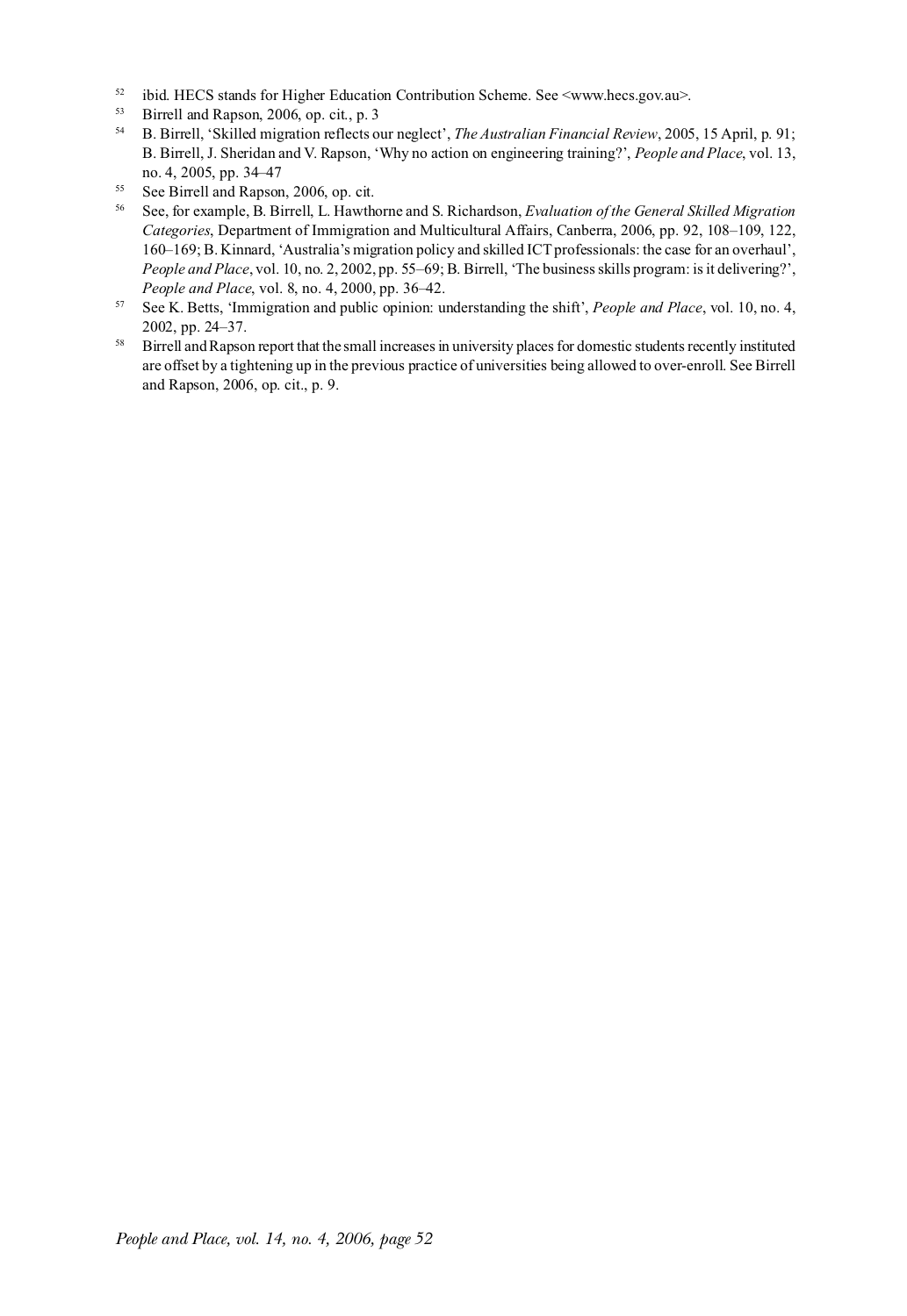52. ibid. HECS stands for Higher Education Contribution Scheme. See <www.hecs.gov.au>.
53. Birrell and Rapson, 2006, op. cit., p. 3
54. B. Birrell, 'Skilled migration reflects our neglect', *The Australian Financial Review*, 2005, 15 April, p. 91; B. Birrell, J. Sheridan and V. Rapson, 'Why no action on engineering training?', *People and Place*, vol. 13, no. 4, 2005, pp. 34–47
55. See Birrell and Rapson, 2006, op. cit.
56. See, for example, B. Birrell, L. Hawthorne and S. Richardson, *Evaluation of the General Skilled Migration Categories*, Department of Immigration and Multicultural Affairs, Canberra, 2006, pp. 92, 108–109, 122, 160–169; B. Kinnard, 'Australia's migration policy and skilled ICT professionals: the case for an overhaul', *People and Place*, vol. 10, no. 2, 2002, pp. 55–69; B. Birrell, 'The business skills program: is it delivering?', *People and Place*, vol. 8, no. 4, 2000, pp. 36–42.
57. See K. Betts, 'Immigration and public opinion: understanding the shift', *People and Place*, vol. 10, no. 4, 2002, pp. 24–37.
58. Birrell and Rapson report that the small increases in university places for domestic students recently instituted are offset by a tightening up in the previous practice of universities being allowed to over-enroll. See Birrell and Rapson, 2006, op. cit., p. 9.